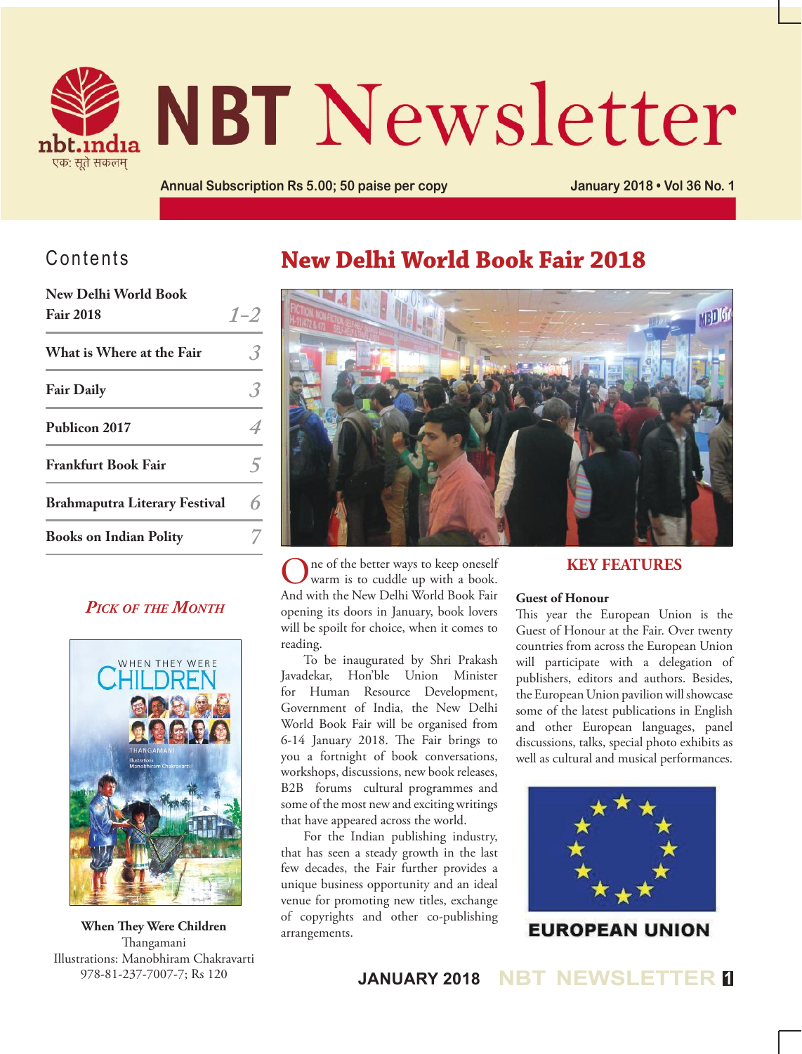# NBT Newsletter

nbt.india

एकः सूते सकलम्

Annual Subscription Rs 5.00; 50 paise per copy

January 2018 • Vol 36 No. 1

## Contents

| | |
|---|---|
| New Delhi World Book Fair 2018 | 1–2 |
| What is Where at the Fair | 3 |
| Fair Daily | 3 |
| Publicon 2017 | 4 |
| Frankfurt Book Fair | 5 |
| Brahmaputra Literary Festival | 6 |
| Books on Indian Polity | 7 |

### *Pick of the Month*

**When They Were Children**
Thangamani
Illustrations: Manobhiram Chakravarti
978-81-237-7007-7; Rs 120

## New Delhi World Book Fair 2018

One of the better ways to keep oneself warm is to cuddle up with a book. And with the New Delhi World Book Fair opening its doors in January, book lovers will be spoilt for choice, when it comes to reading.

To be inaugurated by Shri Prakash Javadekar, Hon'ble Union Minister for Human Resource Development, Government of India, the New Delhi World Book Fair will be organised from 6-14 January 2018. The Fair brings to you a fortnight of book conversations, workshops, discussions, new book releases, B2B forums cultural programmes and some of the most new and exciting writings that have appeared across the world.

For the Indian publishing industry, that has seen a steady growth in the last few decades, the Fair further provides a unique business opportunity and an ideal venue for promoting new titles, exchange of copyrights and other co-publishing arrangements.

### KEY FEATURES

**Guest of Honour**

This year the European Union is the Guest of Honour at the Fair. Over twenty countries from across the European Union will participate with a delegation of publishers, editors and authors. Besides, the European Union pavilion will showcase some of the latest publications in English and other European languages, panel discussions, talks, special photo exhibits as well as cultural and musical performances.

EUROPEAN UNION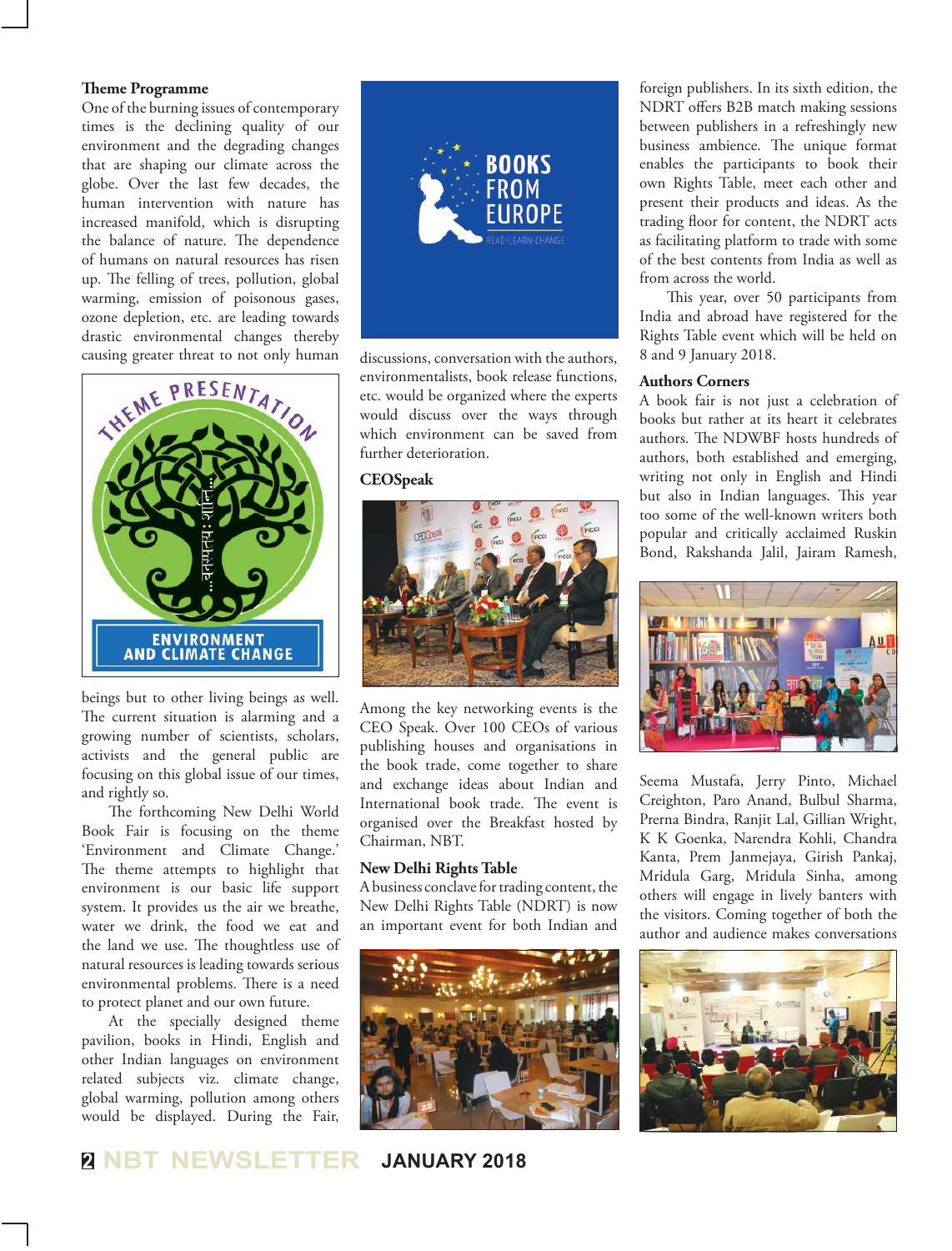### Theme Programme

One of the burning issues of contemporary times is the declining quality of our environment and the degrading changes that are shaping our climate across the globe. Over the last few decades, the human intervention with nature has increased manifold, which is disrupting the balance of nature. The dependence of humans on natural resources has risen up. The felling of trees, pollution, global warming, emission of poisonous gases, ozone depletion, etc. are leading towards drastic environmental changes thereby causing greater threat to not only human beings but to other living beings as well. The current situation is alarming and a growing number of scientists, scholars, activists and the general public are focusing on this global issue of our times, and rightly so.

The forthcoming New Delhi World Book Fair is focusing on the theme 'Environment and Climate Change.' The theme attempts to highlight that environment is our basic life support system. It provides us the air we breathe, water we drink, the food we eat and the land we use. The thoughtless use of natural resources is leading towards serious environmental problems. There is a need to protect planet and our own future.

At the specially designed theme pavilion, books in Hindi, English and other Indian languages on environment related subjects viz. climate change, global warming, pollution among others would be displayed. During the Fair, discussions, conversation with the authors, environmentalists, book release functions, etc. would be organized where the experts would discuss over the ways through which environment can be saved from further deterioration.

### CEOSpeak

Among the key networking events is the CEO Speak. Over 100 CEOs of various publishing houses and organisations in the book trade, come together to share and exchange ideas about Indian and International book trade. The event is organised over the Breakfast hosted by Chairman, NBT.

### New Delhi Rights Table

A business conclave for trading content, the New Delhi Rights Table (NDRT) is now an important event for both Indian and foreign publishers. In its sixth edition, the NDRT offers B2B match making sessions between publishers in a refreshingly new business ambience. The unique format enables the participants to book their own Rights Table, meet each other and present their products and ideas. As the trading floor for content, the NDRT acts as facilitating platform to trade with some of the best contents from India as well as from across the world.

This year, over 50 participants from India and abroad have registered for the Rights Table event which will be held on 8 and 9 January 2018.

### Authors Corners

A book fair is not just a celebration of books but rather at its heart it celebrates authors. The NDWBF hosts hundreds of authors, both established and emerging, writing not only in English and Hindi but also in Indian languages. This year too some of the well-known writers both popular and critically acclaimed Ruskin Bond, Rakshanda Jalil, Jairam Ramesh, Seema Mustafa, Jerry Pinto, Michael Creighton, Paro Anand, Bulbul Sharma, Prerna Bindra, Ranjit Lal, Gillian Wright, K K Goenka, Narendra Kohli, Chandra Kanta, Prem Janmejaya, Girish Pankaj, Mridula Garg, Mridula Sinha, among others will engage in lively banters with the visitors. Coming together of both the author and audience makes conversations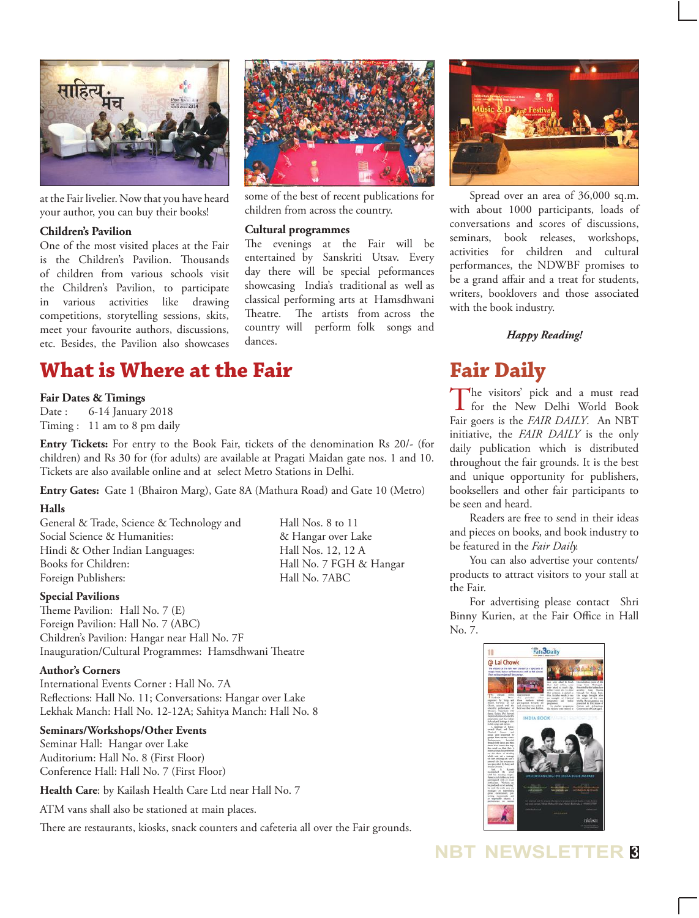at the Fair livelier. Now that you have heard your author, you can buy their books!

### Children's Pavilion

One of the most visited places at the Fair is the Children's Pavilion. Thousands of children from various schools visit the Children's Pavilion, to participate in various activities like drawing competitions, storytelling sessions, skits, meet your favourite authors, discussions, etc. Besides, the Pavilion also showcases some of the best of recent publications for children from across the country.

### Cultural programmes

The evenings at the Fair will be entertained by Sanskriti Utsav. Every day there will be special peformances showcasing India's traditional as well as classical performing arts at Hamsdhwani Theatre. The artists from across the country will perform folk songs and dances.

Spread over an area of 36,000 sq.m. with about 1000 participants, loads of conversations and scores of discussions, seminars, book releases, workshops, activities for children and cultural performances, the NDWBF promises to be a grand affair and a treat for students, writers, booklovers and those associated with the book industry.

*Happy Reading!*

## What is Where at the Fair

**Fair Dates & Timings**
Date : 6-14 January 2018
Timing : 11 am to 8 pm daily

**Entry Tickets:** For entry to the Book Fair, tickets of the denomination Rs 20/- (for children) and Rs 30 for (for adults) are available at Pragati Maidan gate nos. 1 and 10. Tickets are also available online and at select Metro Stations in Delhi.

**Entry Gates:** Gate 1 (Bhairon Marg), Gate 8A (Mathura Road) and Gate 10 (Metro)

**Halls**

| | |
|---|---|
| General & Trade, Science & Technology and Social Science & Humanities: | Hall Nos. 8 to 11 & Hangar over Lake |
| Hindi & Other Indian Languages: | Hall Nos. 12, 12 A |
| Books for Children: | Hall No. 7 FGH & Hangar |
| Foreign Publishers: | Hall No. 7ABC |

**Special Pavilions**
Theme Pavilion: Hall No. 7 (E)
Foreign Pavilion: Hall No. 7 (ABC)
Children's Pavilion: Hangar near Hall No. 7F
Inauguration/Cultural Programmes: Hamsdhwani Theatre

**Author's Corners**
International Events Corner : Hall No. 7A
Reflections: Hall No. 11; Conversations: Hangar over Lake
Lekhak Manch: Hall No. 12-12A; Sahitya Manch: Hall No. 8

**Seminars/Workshops/Other Events**
Seminar Hall: Hangar over Lake
Auditorium: Hall No. 8 (First Floor)
Conference Hall: Hall No. 7 (First Floor)

**Health Care**: by Kailash Health Care Ltd near Hall No. 7

ATM vans shall also be stationed at main places.

There are restaurants, kiosks, snack counters and cafeteria all over the Fair grounds.

## Fair Daily

The visitors' pick and a must read for the New Delhi World Book Fair goers is the *FAIR DAILY*. An NBT initiative, the *FAIR DAILY* is the only daily publication which is distributed throughout the fair grounds. It is the best and unique opportunity for publishers, booksellers and other fair participants to be seen and heard.

Readers are free to send in their ideas and pieces on books, and book industry to be featured in the *Fair Daily.*

You can also advertise your contents/ products to attract visitors to your stall at the Fair.

For advertising please contact Shri Binny Kurien, at the Fair Office in Hall No. 7.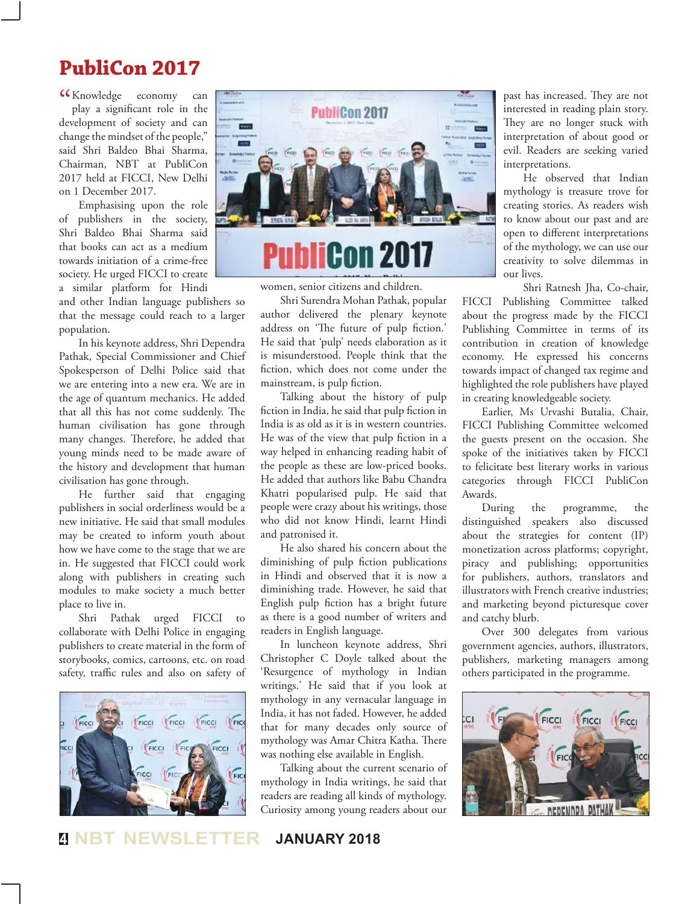# PubliCon 2017

"Knowledge economy can play a significant role in the development of society and can change the mindset of the people," said Shri Baldeo Bhai Sharma, Chairman, NBT at PubliCon 2017 held at FICCI, New Delhi on 1 December 2017.

Emphasising upon the role of publishers in the society, Shri Baldeo Bhai Sharma said that books can act as a medium towards initiation of a crime-free society. He urged FICCI to create a similar platform for Hindi and other Indian language publishers so that the message could reach to a larger population.

In his keynote address, Shri Dependra Pathak, Special Commissioner and Chief Spokesperson of Delhi Police said that we are entering into a new era. We are in the age of quantum mechanics. He added that all this has not come suddenly. The human civilisation has gone through many changes. Therefore, he added that young minds need to be made aware of the history and development that human civilisation has gone through.

He further said that engaging publishers in social orderliness would be a new initiative. He said that small modules may be created to inform youth about how we have come to the stage that we are in. He suggested that FICCI could work along with publishers in creating such modules to make society a much better place to live in.

Shri Pathak urged FICCI to collaborate with Delhi Police in engaging publishers to create material in the form of storybooks, comics, cartoons, etc. on road safety, traffic rules and also on safety of women, senior citizens and children.

Shri Surendra Mohan Pathak, popular author delivered the plenary keynote address on 'The future of pulp fiction.' He said that 'pulp' needs elaboration as it is misunderstood. People think that the fiction, which does not come under the mainstream, is pulp fiction.

Talking about the history of pulp fiction in India, he said that pulp fiction in India is as old as it is in western countries. He was of the view that pulp fiction in a way helped in enhancing reading habit of the people as these are low-priced books. He added that authors like Babu Chandra Khatri popularised pulp. He said that people were crazy about his writings, those who did not know Hindi, learnt Hindi and patronised it.

He also shared his concern about the diminishing of pulp fiction publications in Hindi and observed that it is now a diminishing trade. However, he said that English pulp fiction has a bright future as there is a good number of writers and readers in English language.

In luncheon keynote address, Shri Christopher C Doyle talked about the 'Resurgence of mythology in Indian writings.' He said that if you look at mythology in any vernacular language in India, it has not faded. However, he added that for many decades only source of mythology was Amar Chitra Katha. There was nothing else available in English.

Talking about the current scenario of mythology in India writings, he said that readers are reading all kinds of mythology. Curiosity among young readers about our past has increased. They are not interested in reading plain story. They are no longer stuck with interpretation of about good or evil. Readers are seeking varied interpretations.

He observed that Indian mythology is treasure trove for creating stories. As readers wish to know about our past and are open to different interpretations of the mythology, we can use our creativity to solve dilemmas in our lives.

Shri Ratnesh Jha, Co-chair, FICCI Publishing Committee talked about the progress made by the FICCI Publishing Committee in terms of its contribution in creation of knowledge economy. He expressed his concerns towards impact of changed tax regime and highlighted the role publishers have played in creating knowledgeable society.

Earlier, Ms Urvashi Butalia, Chair, FICCI Publishing Committee welcomed the guests present on the occasion. She spoke of the initiatives taken by FICCI to felicitate best literary works in various categories through FICCI PubliCon Awards.

During the programme, the distinguished speakers also discussed about the strategies for content (IP) monetization across platforms; copyright, piracy and publishing; opportunities for publishers, authors, translators and illustrators with French creative industries; and marketing beyond picturesque cover and catchy blurb.

Over 300 delegates from various government agencies, authors, illustrators, publishers, marketing managers among others participated in the programme.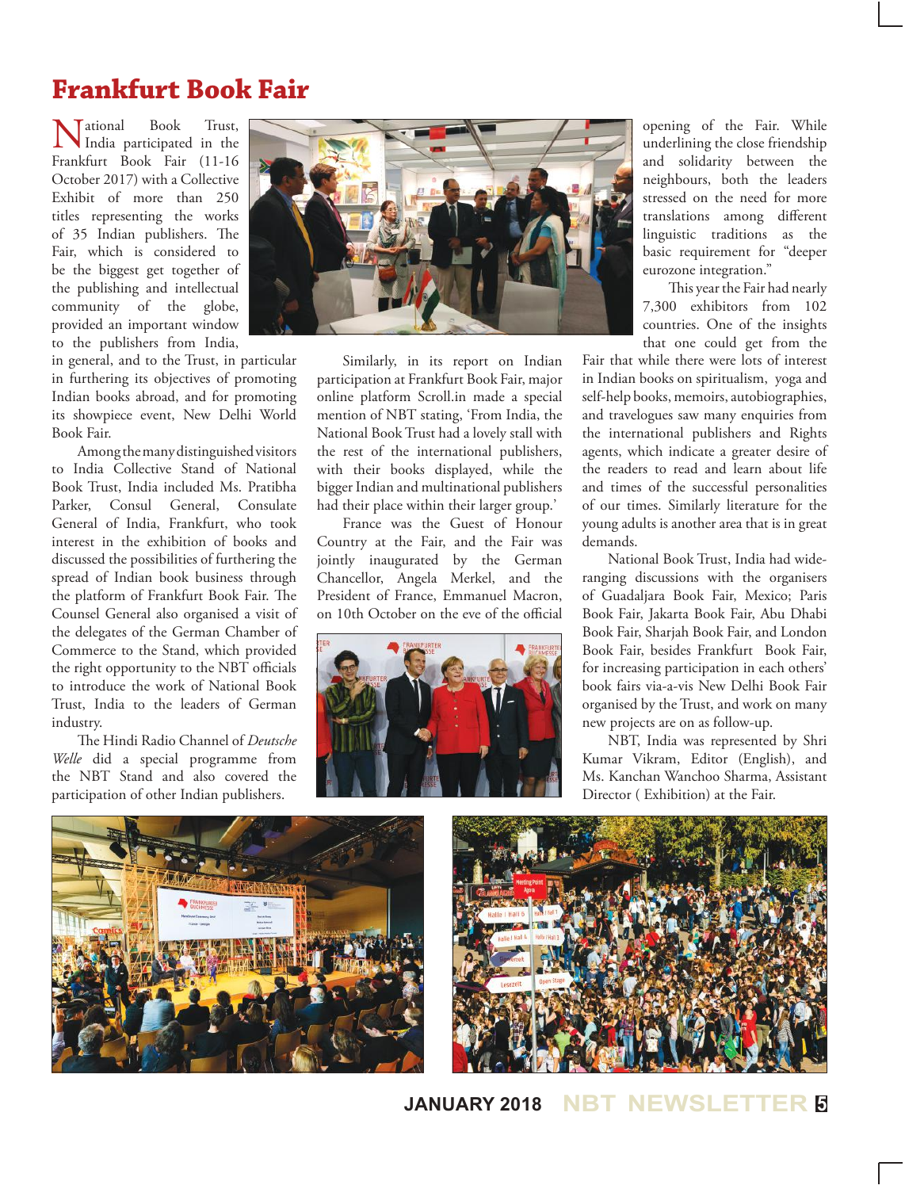# Frankfurt Book Fair

National Book Trust, India participated in the Frankfurt Book Fair (11-16 October 2017) with a Collective Exhibit of more than 250 titles representing the works of 35 Indian publishers. The Fair, which is considered to be the biggest get together of the publishing and intellectual community of the globe, provided an important window to the publishers from India, in general, and to the Trust, in particular in furthering its objectives of promoting Indian books abroad, and for promoting its showpiece event, New Delhi World Book Fair.

Among the many distinguished visitors to India Collective Stand of National Book Trust, India included Ms. Pratibha Parker, Consul General, Consulate General of India, Frankfurt, who took interest in the exhibition of books and discussed the possibilities of furthering the spread of Indian book business through the platform of Frankfurt Book Fair. The Counsel General also organised a visit of the delegates of the German Chamber of Commerce to the Stand, which provided the right opportunity to the NBT officials to introduce the work of National Book Trust, India to the leaders of German industry.

The Hindi Radio Channel of *Deutsche Welle* did a special programme from the NBT Stand and also covered the participation of other Indian publishers.

Similarly, in its report on Indian participation at Frankfurt Book Fair, major online platform Scroll.in made a special mention of NBT stating, 'From India, the National Book Trust had a lovely stall with the rest of the international publishers, with their books displayed, while the bigger Indian and multinational publishers had their place within their larger group.'

France was the Guest of Honour Country at the Fair, and the Fair was jointly inaugurated by the German Chancellor, Angela Merkel, and the President of France, Emmanuel Macron, on 10th October on the eve of the official opening of the Fair. While underlining the close friendship and solidarity between the neighbours, both the leaders stressed on the need for more translations among different linguistic traditions as the basic requirement for "deeper eurozone integration."

This year the Fair had nearly 7,300 exhibitors from 102 countries. One of the insights that one could get from the Fair that while there were lots of interest in Indian books on spiritualism, yoga and self-help books, memoirs, autobiographies, and travelogues saw many enquiries from the international publishers and Rights agents, which indicate a greater desire of the readers to read and learn about life and times of the successful personalities of our times. Similarly literature for the young adults is another area that is in great demands.

National Book Trust, India had wide-ranging discussions with the organisers of Guadaljara Book Fair, Mexico; Paris Book Fair, Jakarta Book Fair, Abu Dhabi Book Fair, Sharjah Book Fair, and London Book Fair, besides Frankfurt Book Fair, for increasing participation in each others' book fairs via-a-vis New Delhi Book Fair organised by the Trust, and work on many new projects are on as follow-up.

NBT, India was represented by Shri Kumar Vikram, Editor (English), and Ms. Kanchan Wanchoo Sharma, Assistant Director ( Exhibition) at the Fair.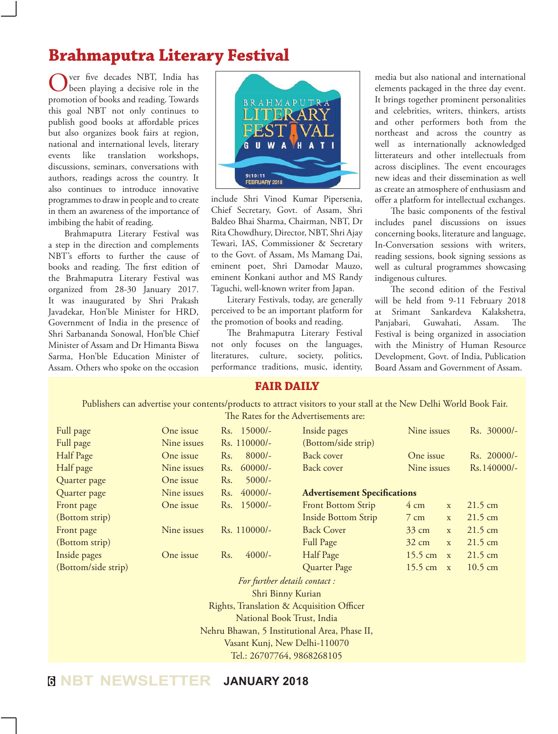# Brahmaputra Literary Festival

Over five decades NBT, India has been playing a decisive role in the promotion of books and reading. Towards this goal NBT not only continues to publish good books at affordable prices but also organizes book fairs at region, national and international levels, literary events like translation workshops, discussions, seminars, conversations with authors, readings across the country. It also continues to introduce innovative programmes to draw in people and to create in them an awareness of the importance of imbibing the habit of reading.

Brahmaputra Literary Festival was a step in the direction and complements NBT's efforts to further the cause of books and reading. The first edition of the Brahmaputra Literary Festival was organized from 28-30 January 2017. It was inaugurated by Shri Prakash Javadekar, Hon'ble Minister for HRD, Government of India in the presence of Shri Sarbananda Sonowal, Hon'ble Chief Minister of Assam and Dr Himanta Biswa Sarma, Hon'ble Education Minister of Assam. Others who spoke on the occasion include Shri Vinod Kumar Pipersenia, Chief Secretary, Govt. of Assam, Shri Baldeo Bhai Sharma, Chairman, NBT, Dr Rita Chowdhury, Director, NBT, Shri Ajay Tewari, IAS, Commissioner & Secretary to the Govt. of Assam, Ms Mamang Dai, eminent poet, Shri Damodar Mauzo, eminent Konkani author and MS Randy Taguchi, well-known writer from Japan.

Literary Festivals, today, are generally perceived to be an important platform for the promotion of books and reading.

The Brahmaputra Literary Festival not only focuses on the languages, literatures, culture, society, politics, performance traditions, music, identity, media but also national and international elements packaged in the three day event. It brings together prominent personalities and celebrities, writers, thinkers, artists and other performers both from the northeast and across the country as well as internationally acknowledged litterateurs and other intellectuals from across disciplines. The event encourages new ideas and their dissemination as well as create an atmosphere of enthusiasm and offer a platform for intellectual exchanges.

The basic components of the festival includes panel discussions on issues concerning books, literature and language, In-Conversation sessions with writers, reading sessions, book signing sessions as well as cultural programmes showcasing indigenous cultures.

The second edition of the Festival will be held from 9-11 February 2018 at Srimant Sankardeva Kalakshetra, Panjabari, Guwahati, Assam. The Festival is being organized in association with the Ministry of Human Resource Development, Govt. of India, Publication Board Assam and Government of Assam.

## FAIR DAILY

Publishers can advertise your contents/products to attract visitors to your stall at the New Delhi World Book Fair.
The Rates for the Advertisements are:

| Space | Issues | Rate |
|---|---|---|
| Full page | One issue | Rs. 15000/- |
| Full page | Nine issues | Rs. 110000/- |
| Half Page | One issue | Rs. 8000/- |
| Half page | Nine issues | Rs. 60000/- |
| Quarter page | One issue | Rs. 5000/- |
| Quarter page | Nine issues | Rs. 40000/- |
| Front page (Bottom strip) | One issue | Rs. 15000/- |
| Front page (Bottom strip) | Nine issues | Rs. 110000/- |
| Inside pages (Bottom/side strip) | One issue | Rs. 4000/- |
| Inside pages (Bottom/side strip) | Nine issues | Rs. 30000/- |
| Back cover | One issue | Rs. 20000/- |
| Back cover | Nine issues | Rs.140000/- |

**Advertisement Specifications**

| Space | Size |
|---|---|
| Front Bottom Strip | 4 cm x 21.5 cm |
| Inside Bottom Strip | 7 cm x 21.5 cm |
| Back Cover | 33 cm x 21.5 cm |
| Full Page | 32 cm x 21.5 cm |
| Half Page | 15.5 cm x 21.5 cm |
| Quarter Page | 15.5 cm x 10.5 cm |

*For further details contact :*

Shri Binny Kurian
Rights, Translation & Acquisition Officer
National Book Trust, India
Nehru Bhawan, 5 Institutional Area, Phase II,
Vasant Kunj, New Delhi-110070
Tel.: 26707764, 9868268105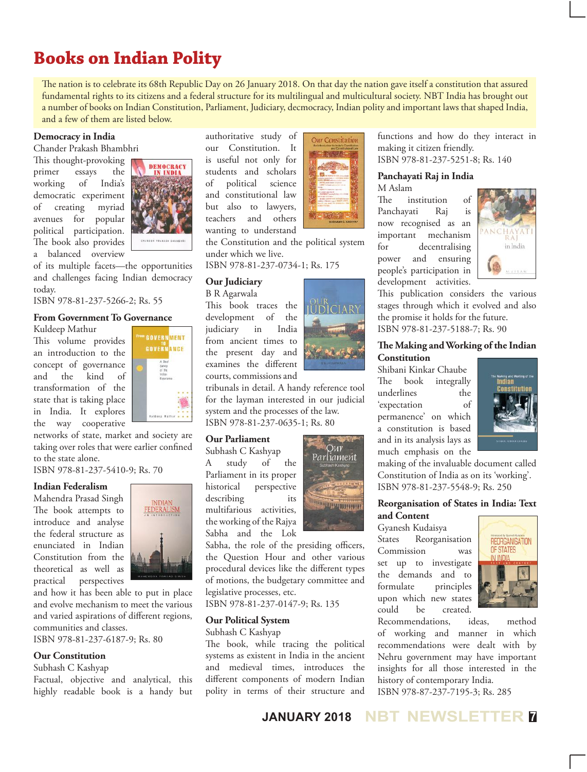# Books on Indian Polity

The nation is to celebrate its 68th Republic Day on 26 January 2018. On that day the nation gave itself a constitution that assured fundamental rights to its citizens and a federal structure for its multilingual and multicultural society. NBT India has brought out a number of books on Indian Constitution, Parliament, Judiciary, decmocracy, Indian polity and important laws that shaped India, and a few of them are listed below.

### Democracy in India

Chander Prakash Bhambhri

This thought-provoking primer essays the working of India's democratic experiment of creating myriad avenues for popular political participation. The book also provides a balanced overview of its multiple facets—the opportunities and challenges facing Indian democracy today.

ISBN 978-81-237-5266-2; Rs. 55

### From Government To Governance

Kuldeep Mathur

This volume provides an introduction to the concept of governance and the kind of transformation of the state that is taking place in India. It explores the way cooperative networks of state, market and society are taking over roles that were earlier confined to the state alone.

ISBN 978-81-237-5410-9; Rs. 70

### Indian Federalism

Mahendra Prasad Singh

The book attempts to introduce and analyse the federal structure as enunciated in Indian Constitution from the theoretical as well as practical perspectives and how it has been able to put in place and evolve mechanism to meet the various and varied aspirations of different regions, communities and classes.

ISBN 978-81-237-6187-9; Rs. 80

### Our Constitution

Subhash C Kashyap

Factual, objective and analytical, this highly readable book is a handy but authoritative study of our Constitution. It is useful not only for students and scholars of political science and constitutional law but also to lawyers, teachers and others wanting to understand the Constitution and the political system under which we live.

ISBN 978-81-237-0734-1; Rs. 175

### Our Judiciary

B R Agarwala

This book traces the development of the judiciary in India from ancient times to the present day and examines the different courts, commissions and tribunals in detail. A handy reference tool for the layman interested in our judicial system and the processes of the law.

ISBN 978-81-237-0635-1; Rs. 80

### Our Parliament

Subhash C Kashyap

A study of the Parliament in its proper historical perspective describing its multifarious activities, the working of the Rajya Sabha and the Lok Sabha, the role of the presiding officers, the Question Hour and other various procedural devices like the different types of motions, the budgetary committee and legislative processes, etc.

ISBN 978-81-237-0147-9; Rs. 135

### Our Political System

Subhash C Kashyap

The book, while tracing the political systems as existent in India in the ancient and medieval times, introduces the different components of modern Indian polity in terms of their structure and functions and how do they interact in making it citizen friendly.

ISBN 978-81-237-5251-8; Rs. 140

### Panchayati Raj in India

M Aslam

The institution of Panchayati Raj is now recognised as an important mechanism for decentralising power and ensuring people's participation in development activities. This publication considers the various stages through which it evolved and also the promise it holds for the future.

ISBN 978-81-237-5188-7; Rs. 90

### The Making and Working of the Indian Constitution

Shibani Kinkar Chaube

The book integrally underlines the 'expectation of permanence' on which a constitution is based and in its analysis lays as much emphasis on the making of the invaluable document called Constitution of India as on its 'working'.

ISBN 978-81-237-5548-9; Rs. 250

### Reorganisation of States in India: Text and Content

Gyanesh Kudaisya

States Reorganisation Commission was set up to investigate the demands and to formulate principles upon which new states could be created. Recommendations, ideas, method of working and manner in which recommendations were dealt with by Nehru government may have important insights for all those interested in the history of contemporary India.

ISBN 978-87-237-7195-3; Rs. 285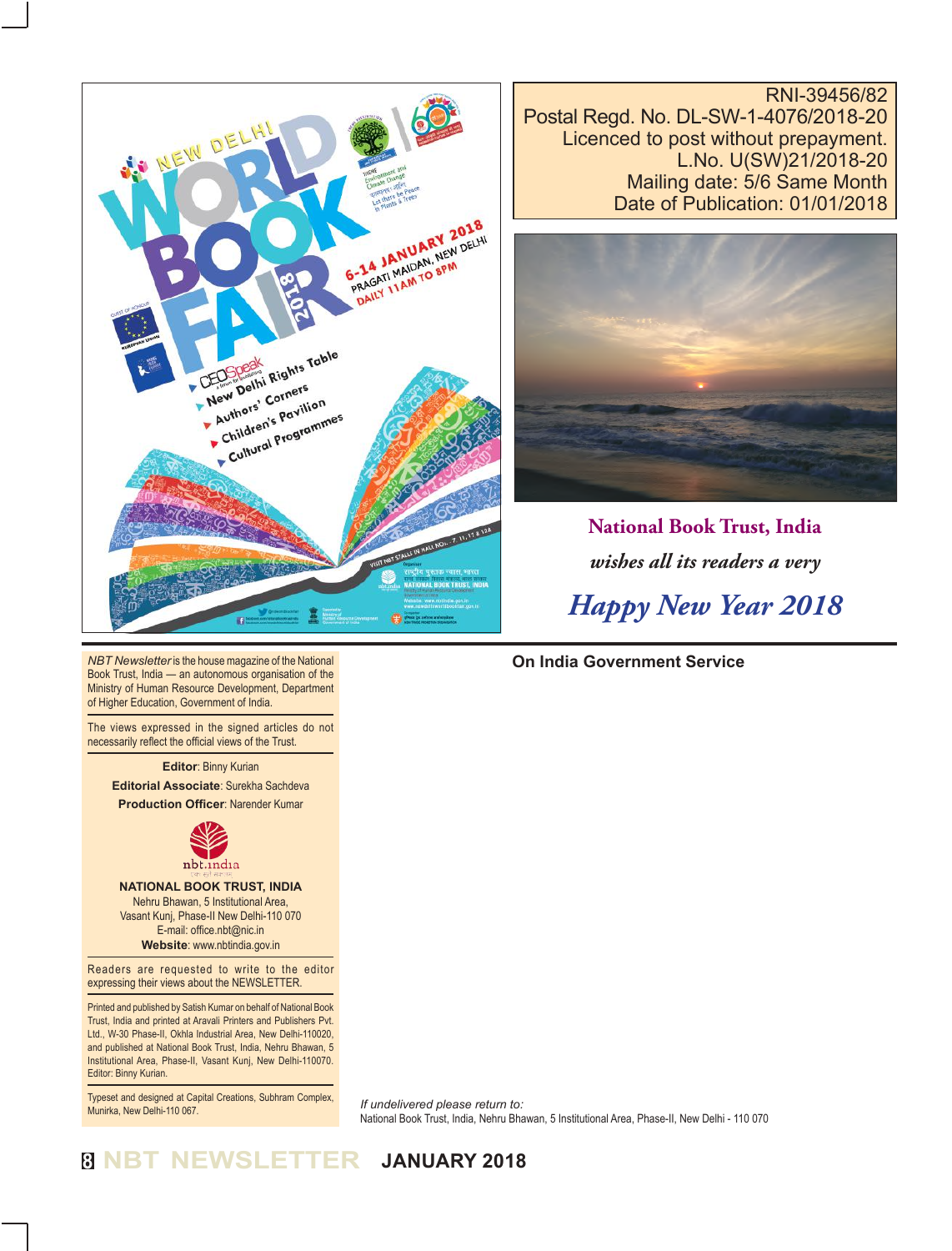**NEW DELHI WORLD BOOK FAIR 2018**

6-14 JANUARY 2018
PRAGATI MAIDAN, NEW DELHI
DAILY 11AM TO 8PM

- CEOSpeak
- New Delhi Rights Table
- Authors' Corners
- Children's Pavilion
- Cultural Programmes

VISIT NBT STALLS IN HALL NOS. 7, 11, 11 & 12A

RNI-39456/82
Postal Regd. No. DL-SW-1-4076/2018-20
Licenced to post without prepayment.
L.No. U(SW)21/2018-20
Mailing date: 5/6 Same Month
Date of Publication: 01/01/2018

**National Book Trust, India**

*wishes all its readers a very*

*Happy New Year 2018*

*NBT Newsletter* is the house magazine of the National Book Trust, India — an autonomous organisation of the Ministry of Human Resource Development, Department of Higher Education, Government of India.

The views expressed in the signed articles do not necessarily reflect the official views of the Trust.

**Editor**: Binny Kurian
**Editorial Associate**: Surekha Sachdeva
**Production Officer**: Narender Kumar

**NATIONAL BOOK TRUST, INDIA**
Nehru Bhawan, 5 Institutional Area,
Vasant Kunj, Phase-II New Delhi-110 070
E-mail: office.nbt@nic.in
**Website**: www.nbtindia.gov.in

Readers are requested to write to the editor expressing their views about the NEWSLETTER.

Printed and published by Satish Kumar on behalf of National Book Trust, India and printed at Aravali Printers and Publishers Pvt. Ltd., W-30 Phase-II, Okhla Industrial Area, New Delhi-110020, and published at National Book Trust, India, Nehru Bhawan, 5 Institutional Area, Phase-II, Vasant Kunj, New Delhi-110070. Editor: Binny Kurian.

Typeset and designed at Capital Creations, Subhram Complex, Munirka, New Delhi-110 067.

**On India Government Service**

*If undelivered please return to:*
National Book Trust, India, Nehru Bhawan, 5 Institutional Area, Phase-II, New Delhi - 110 070